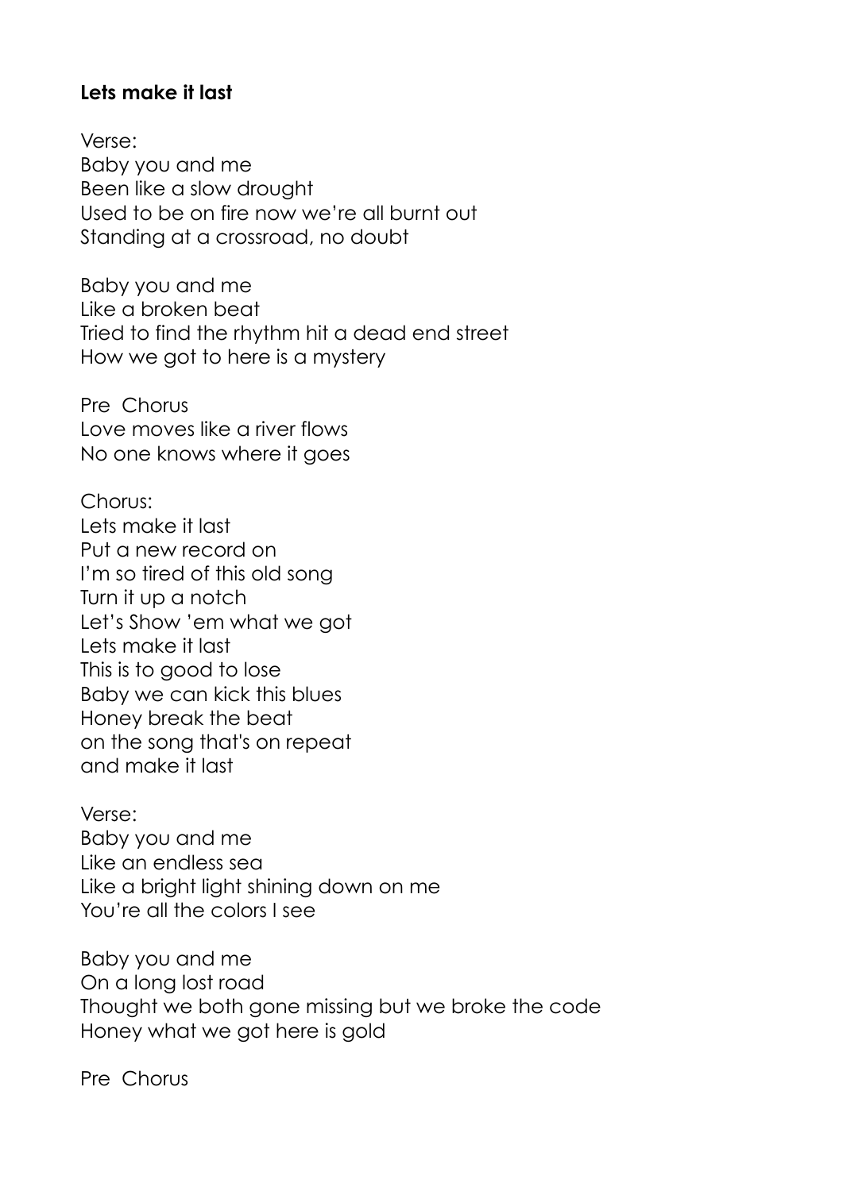**Lets make it last**

Verse:
Baby you and me
Been like a slow drought
Used to be on fire now we're all burnt out
Standing at a crossroad, no doubt

Baby you and me
Like a broken beat
Tried to find the rhythm hit a dead end street
How we got to here is a mystery

Pre Chorus
Love moves like a river flows
No one knows where it goes

Chorus:
Lets make it last
Put a new record on
I'm so tired of this old song
Turn it up a notch
Let's Show 'em what we got
Lets make it last
This is to good to lose
Baby we can kick this blues
Honey break the beat
on the song that's on repeat
and make it last

Verse:
Baby you and me
Like an endless sea
Like a bright light shining down on me
You're all the colors I see

Baby you and me
On a long lost road
Thought we both gone missing but we broke the code
Honey what we got here is gold

Pre Chorus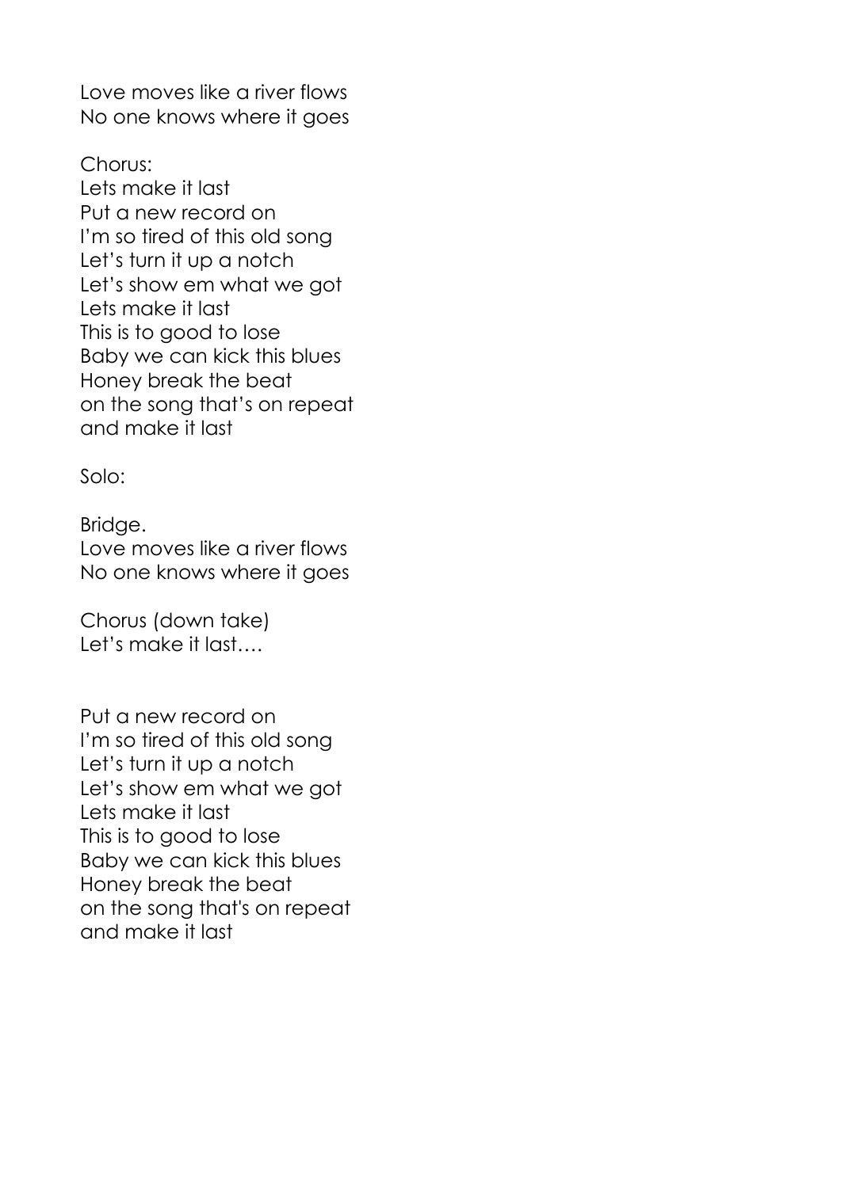Love moves like a river flows
No one knows where it goes

Chorus:
Lets make it last
Put a new record on
I'm so tired of this old song
Let's turn it up a notch
Let's show em what we got
Lets make it last
This is to good to lose
Baby we can kick this blues
Honey break the beat
on the song that's on repeat
and make it last

Solo:

Bridge.
Love moves like a river flows
No one knows where it goes

Chorus (down take)
Let's make it last….

Put a new record on
I'm so tired of this old song
Let's turn it up a notch
Let's show em what we got
Lets make it last
This is to good to lose
Baby we can kick this blues
Honey break the beat
on the song that's on repeat
and make it last